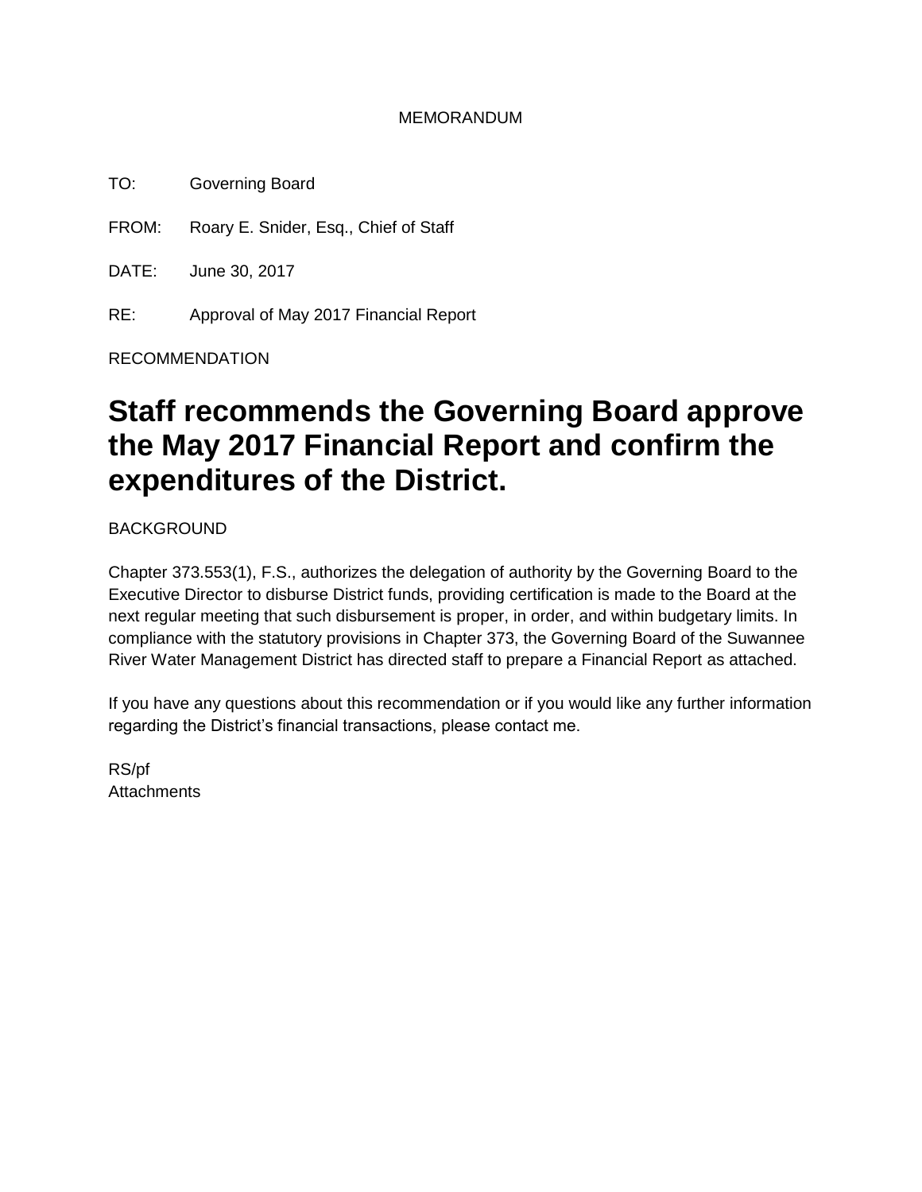MEMORANDUM

TO: Governing Board

FROM: Roary E. Snider, Esq., Chief of Staff

DATE: June 30, 2017

RE: Approval of May 2017 Financial Report

RECOMMENDATION

# Staff recommends the Governing Board approve the May 2017 Financial Report and confirm the expenditures of the District.

BACKGROUND

Chapter 373.553(1), F.S., authorizes the delegation of authority by the Governing Board to the Executive Director to disburse District funds, providing certification is made to the Board at the next regular meeting that such disbursement is proper, in order, and within budgetary limits. In compliance with the statutory provisions in Chapter 373, the Governing Board of the Suwannee River Water Management District has directed staff to prepare a Financial Report as attached.

If you have any questions about this recommendation or if you would like any further information regarding the District's financial transactions, please contact me.

RS/pf
Attachments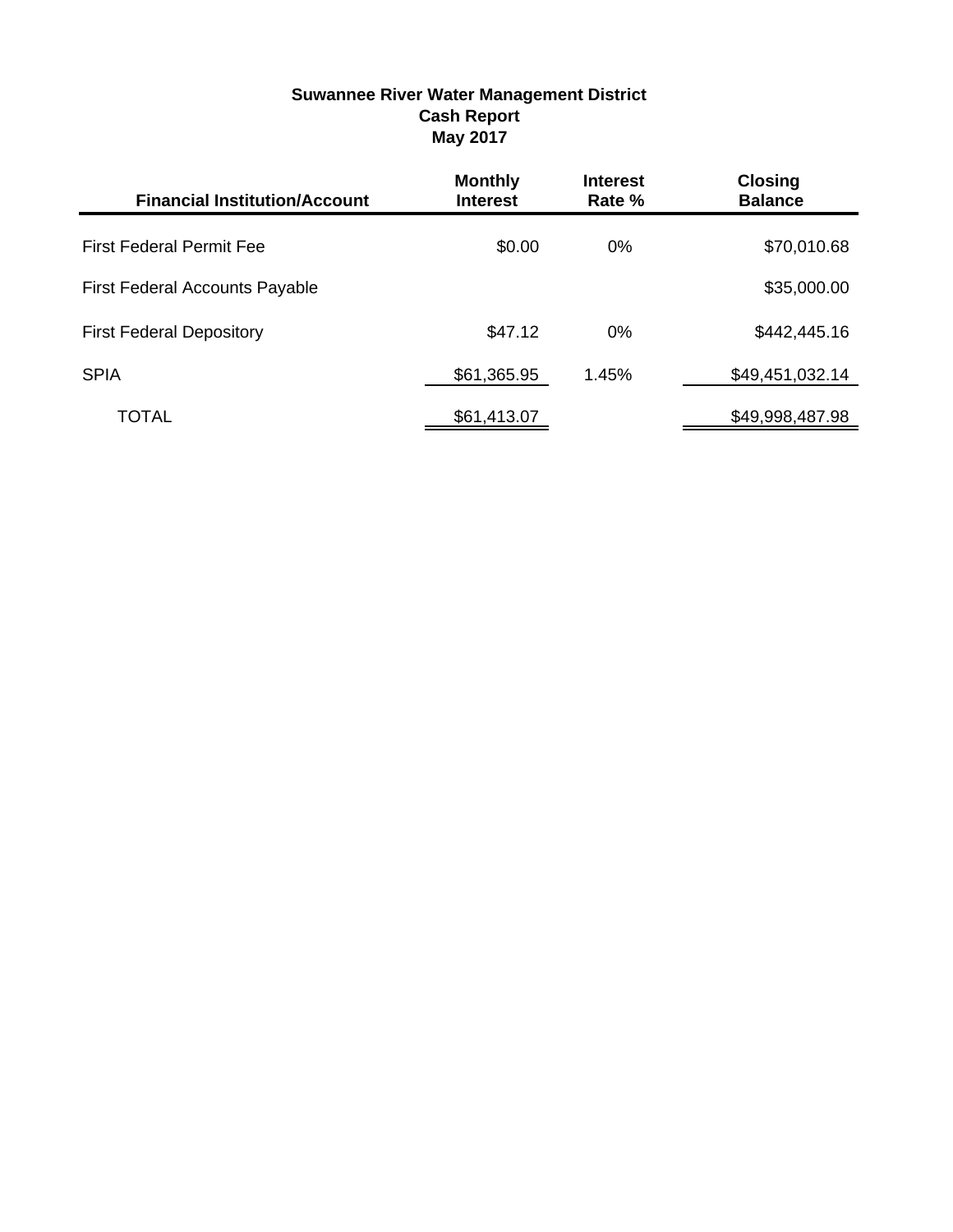**Suwannee River Water Management District**
**Cash Report**
**May 2017**

| Financial Institution/Account | Monthly Interest | Interest Rate % | Closing Balance |
|---|---|---|---|
| First Federal Permit Fee | $0.00 | 0% | $70,010.68 |
| First Federal Accounts Payable | | | $35,000.00 |
| First Federal Depository | $47.12 | 0% | $442,445.16 |
| SPIA | $61,365.95 | 1.45% | $49,451,032.14 |
| TOTAL | $61,413.07 | | $49,998,487.98 |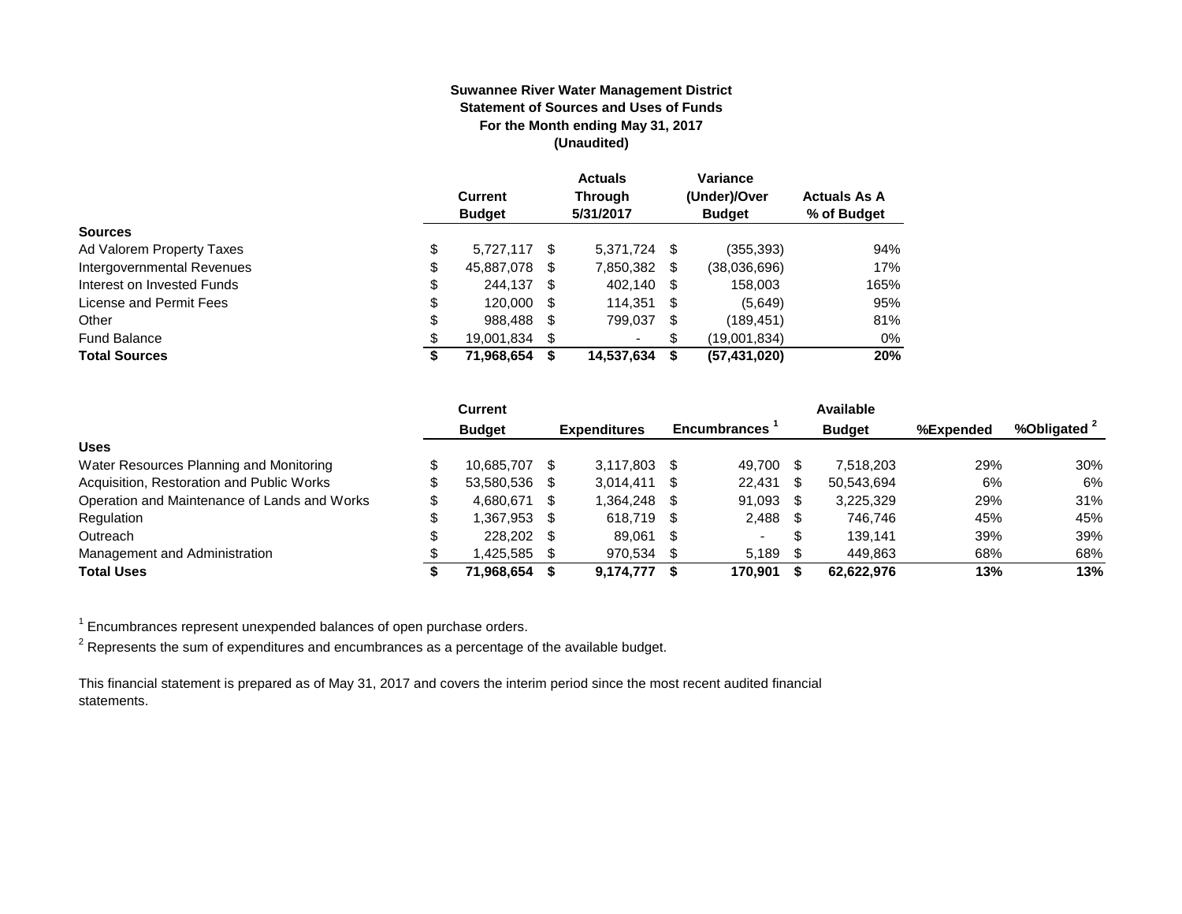**Suwannee River Water Management District**
**Statement of Sources and Uses of Funds**
**For the Month ending May 31, 2017**
**(Unaudited)**

| | Current Budget | Actuals Through 5/31/2017 | Variance (Under)/Over Budget | Actuals As A % of Budget |
|---|---|---|---|---|
| **Sources** | | | | |
| Ad Valorem Property Taxes | $ 5,727,117 | $ 5,371,724 | $ (355,393) | 94% |
| Intergovernmental Revenues | $ 45,887,078 | $ 7,850,382 | $ (38,036,696) | 17% |
| Interest on Invested Funds | $ 244,137 | $ 402,140 | $ 158,003 | 165% |
| License and Permit Fees | $ 120,000 | $ 114,351 | $ (5,649) | 95% |
| Other | $ 988,488 | $ 799,037 | $ (189,451) | 81% |
| Fund Balance | $ 19,001,834 | $ - | $ (19,001,834) | 0% |
| **Total Sources** | **$ 71,968,654** | **$ 14,537,634** | **$ (57,431,020)** | **20%** |

| | Current Budget | Expenditures | Encumbrances [1] | Available Budget | %Expended | %Obligated [2] |
|---|---|---|---|---|---|---|
| **Uses** | | | | | | |
| Water Resources Planning and Monitoring | $ 10,685,707 | $ 3,117,803 | $ 49,700 | $ 7,518,203 | 29% | 30% |
| Acquisition, Restoration and Public Works | $ 53,580,536 | $ 3,014,411 | $ 22,431 | $ 50,543,694 | 6% | 6% |
| Operation and Maintenance of Lands and Works | $ 4,680,671 | $ 1,364,248 | $ 91,093 | $ 3,225,329 | 29% | 31% |
| Regulation | $ 1,367,953 | $ 618,719 | $ 2,488 | $ 746,746 | 45% | 45% |
| Outreach | $ 228,202 | $ 89,061 | $ - | $ 139,141 | 39% | 39% |
| Management and Administration | $ 1,425,585 | $ 970,534 | $ 5,189 | $ 449,863 | 68% | 68% |
| **Total Uses** | **$ 71,968,654** | **$ 9,174,777** | **$ 170,901** | **$ 62,622,976** | **13%** | **13%** |

[1] Encumbrances represent unexpended balances of open purchase orders.

[2] Represents the sum of expenditures and encumbrances as a percentage of the available budget.

This financial statement is prepared as of May 31, 2017 and covers the interim period since the most recent audited financial statements.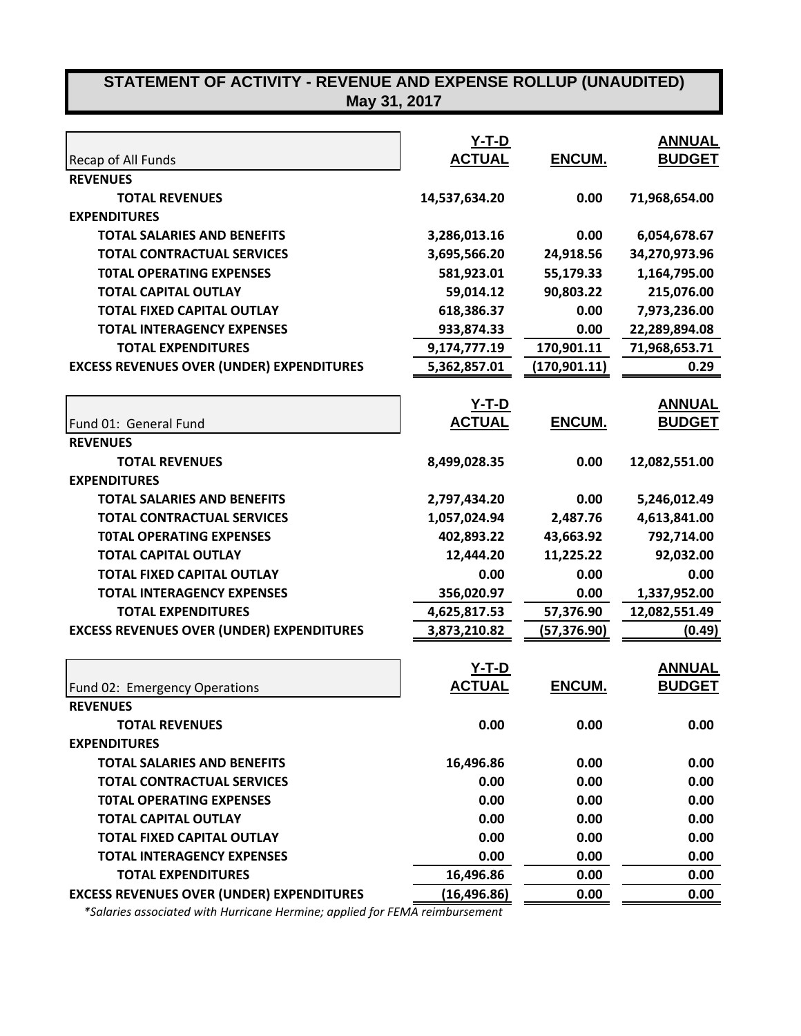# STATEMENT OF ACTIVITY - REVENUE AND EXPENSE ROLLUP (UNAUDITED)
## May 31, 2017

| Recap of All Funds | Y-T-D ACTUAL | ENCUM. | ANNUAL BUDGET |
|---|---|---|---|
| **REVENUES** | | | |
| **TOTAL REVENUES** | 14,537,634.20 | 0.00 | 71,968,654.00 |
| **EXPENDITURES** | | | |
| **TOTAL SALARIES AND BENEFITS** | 3,286,013.16 | 0.00 | 6,054,678.67 |
| **TOTAL CONTRACTUAL SERVICES** | 3,695,566.20 | 24,918.56 | 34,270,973.96 |
| **T0TAL OPERATING EXPENSES** | 581,923.01 | 55,179.33 | 1,164,795.00 |
| **TOTAL CAPITAL OUTLAY** | 59,014.12 | 90,803.22 | 215,076.00 |
| **TOTAL FIXED CAPITAL OUTLAY** | 618,386.37 | 0.00 | 7,973,236.00 |
| **TOTAL INTERAGENCY EXPENSES** | 933,874.33 | 0.00 | 22,289,894.08 |
| **TOTAL EXPENDITURES** | 9,174,777.19 | 170,901.11 | 71,968,653.71 |
| **EXCESS REVENUES OVER (UNDER) EXPENDITURES** | 5,362,857.01 | (170,901.11) | 0.29 |

| Fund 01: General Fund | Y-T-D ACTUAL | ENCUM. | ANNUAL BUDGET |
|---|---|---|---|
| **REVENUES** | | | |
| **TOTAL REVENUES** | 8,499,028.35 | 0.00 | 12,082,551.00 |
| **EXPENDITURES** | | | |
| **TOTAL SALARIES AND BENEFITS** | 2,797,434.20 | 0.00 | 5,246,012.49 |
| **TOTAL CONTRACTUAL SERVICES** | 1,057,024.94 | 2,487.76 | 4,613,841.00 |
| **T0TAL OPERATING EXPENSES** | 402,893.22 | 43,663.92 | 792,714.00 |
| **TOTAL CAPITAL OUTLAY** | 12,444.20 | 11,225.22 | 92,032.00 |
| **TOTAL FIXED CAPITAL OUTLAY** | 0.00 | 0.00 | 0.00 |
| **TOTAL INTERAGENCY EXPENSES** | 356,020.97 | 0.00 | 1,337,952.00 |
| **TOTAL EXPENDITURES** | 4,625,817.53 | 57,376.90 | 12,082,551.49 |
| **EXCESS REVENUES OVER (UNDER) EXPENDITURES** | 3,873,210.82 | (57,376.90) | (0.49) |

| Fund 02: Emergency Operations | Y-T-D ACTUAL | ENCUM. | ANNUAL BUDGET |
|---|---|---|---|
| **REVENUES** | | | |
| **TOTAL REVENUES** | 0.00 | 0.00 | 0.00 |
| **EXPENDITURES** | | | |
| **TOTAL SALARIES AND BENEFITS** | 16,496.86 | 0.00 | 0.00 |
| **TOTAL CONTRACTUAL SERVICES** | 0.00 | 0.00 | 0.00 |
| **T0TAL OPERATING EXPENSES** | 0.00 | 0.00 | 0.00 |
| **TOTAL CAPITAL OUTLAY** | 0.00 | 0.00 | 0.00 |
| **TOTAL FIXED CAPITAL OUTLAY** | 0.00 | 0.00 | 0.00 |
| **TOTAL INTERAGENCY EXPENSES** | 0.00 | 0.00 | 0.00 |
| **TOTAL EXPENDITURES** | 16,496.86 | 0.00 | 0.00 |
| **EXCESS REVENUES OVER (UNDER) EXPENDITURES** | (16,496.86) | 0.00 | 0.00 |

*\*Salaries associated with Hurricane Hermine; applied for FEMA reimbursement*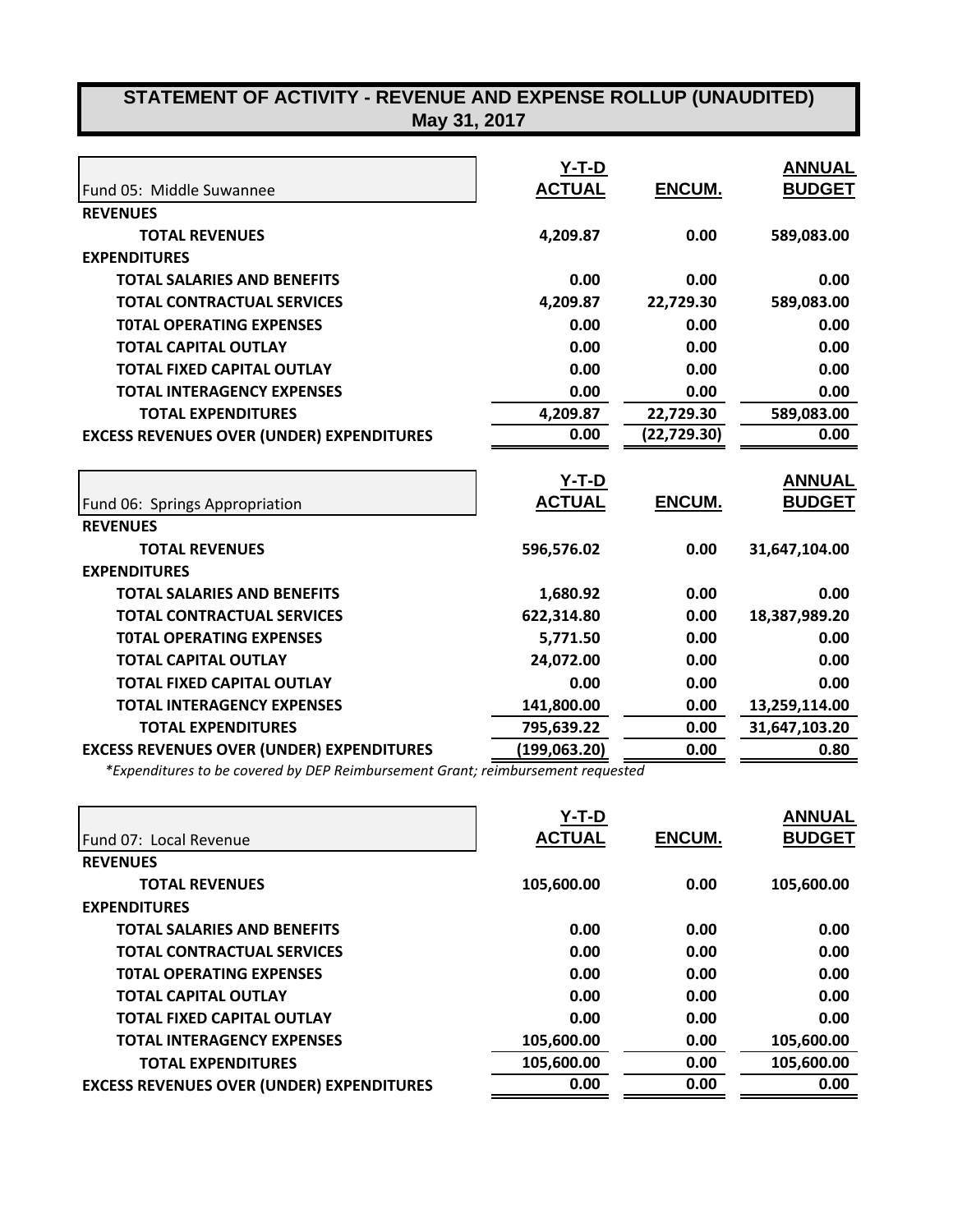# STATEMENT OF ACTIVITY - REVENUE AND EXPENSE ROLLUP (UNAUDITED)

## May 31, 2017

| Fund 05: Middle Suwannee | Y-T-D ACTUAL | ENCUM. | ANNUAL BUDGET |
|---|---|---|---|
| **REVENUES** | | | |
| **TOTAL REVENUES** | 4,209.87 | 0.00 | 589,083.00 |
| **EXPENDITURES** | | | |
| **TOTAL SALARIES AND BENEFITS** | 0.00 | 0.00 | 0.00 |
| **TOTAL CONTRACTUAL SERVICES** | 4,209.87 | 22,729.30 | 589,083.00 |
| **T0TAL OPERATING EXPENSES** | 0.00 | 0.00 | 0.00 |
| **TOTAL CAPITAL OUTLAY** | 0.00 | 0.00 | 0.00 |
| **TOTAL FIXED CAPITAL OUTLAY** | 0.00 | 0.00 | 0.00 |
| **TOTAL INTERAGENCY EXPENSES** | 0.00 | 0.00 | 0.00 |
| **TOTAL EXPENDITURES** | 4,209.87 | 22,729.30 | 589,083.00 |
| **EXCESS REVENUES OVER (UNDER) EXPENDITURES** | 0.00 | (22,729.30) | 0.00 |

| Fund 06: Springs Appropriation | Y-T-D ACTUAL | ENCUM. | ANNUAL BUDGET |
|---|---|---|---|
| **REVENUES** | | | |
| **TOTAL REVENUES** | 596,576.02 | 0.00 | 31,647,104.00 |
| **EXPENDITURES** | | | |
| **TOTAL SALARIES AND BENEFITS** | 1,680.92 | 0.00 | 0.00 |
| **TOTAL CONTRACTUAL SERVICES** | 622,314.80 | 0.00 | 18,387,989.20 |
| **T0TAL OPERATING EXPENSES** | 5,771.50 | 0.00 | 0.00 |
| **TOTAL CAPITAL OUTLAY** | 24,072.00 | 0.00 | 0.00 |
| **TOTAL FIXED CAPITAL OUTLAY** | 0.00 | 0.00 | 0.00 |
| **TOTAL INTERAGENCY EXPENSES** | 141,800.00 | 0.00 | 13,259,114.00 |
| **TOTAL EXPENDITURES** | 795,639.22 | 0.00 | 31,647,103.20 |
| **EXCESS REVENUES OVER (UNDER) EXPENDITURES** | (199,063.20) | 0.00 | 0.80 |

*\*Expenditures to be covered by DEP Reimbursement Grant; reimbursement requested*

| Fund 07: Local Revenue | Y-T-D ACTUAL | ENCUM. | ANNUAL BUDGET |
|---|---|---|---|
| **REVENUES** | | | |
| **TOTAL REVENUES** | 105,600.00 | 0.00 | 105,600.00 |
| **EXPENDITURES** | | | |
| **TOTAL SALARIES AND BENEFITS** | 0.00 | 0.00 | 0.00 |
| **TOTAL CONTRACTUAL SERVICES** | 0.00 | 0.00 | 0.00 |
| **T0TAL OPERATING EXPENSES** | 0.00 | 0.00 | 0.00 |
| **TOTAL CAPITAL OUTLAY** | 0.00 | 0.00 | 0.00 |
| **TOTAL FIXED CAPITAL OUTLAY** | 0.00 | 0.00 | 0.00 |
| **TOTAL INTERAGENCY EXPENSES** | 105,600.00 | 0.00 | 105,600.00 |
| **TOTAL EXPENDITURES** | 105,600.00 | 0.00 | 105,600.00 |
| **EXCESS REVENUES OVER (UNDER) EXPENDITURES** | 0.00 | 0.00 | 0.00 |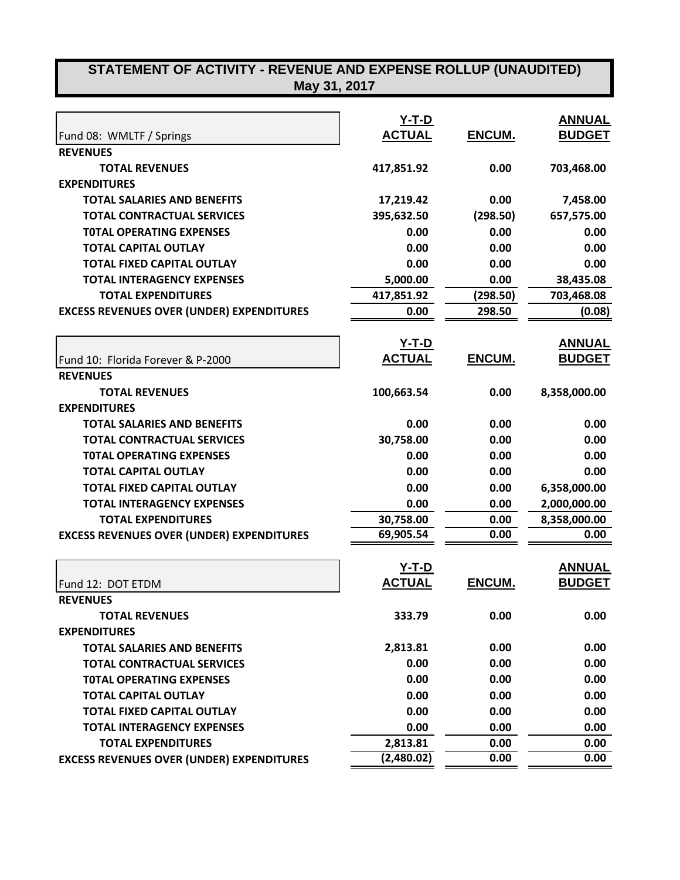# STATEMENT OF ACTIVITY - REVENUE AND EXPENSE ROLLUP (UNAUDITED)
## May 31, 2017

| Fund 08: WMLTF / Springs | Y-T-D ACTUAL | ENCUM. | ANNUAL BUDGET |
|---|---|---|---|
| **REVENUES** | | | |
| **TOTAL REVENUES** | 417,851.92 | 0.00 | 703,468.00 |
| **EXPENDITURES** | | | |
| **TOTAL SALARIES AND BENEFITS** | 17,219.42 | 0.00 | 7,458.00 |
| **TOTAL CONTRACTUAL SERVICES** | 395,632.50 | (298.50) | 657,575.00 |
| **T0TAL OPERATING EXPENSES** | 0.00 | 0.00 | 0.00 |
| **TOTAL CAPITAL OUTLAY** | 0.00 | 0.00 | 0.00 |
| **TOTAL FIXED CAPITAL OUTLAY** | 0.00 | 0.00 | 0.00 |
| **TOTAL INTERAGENCY EXPENSES** | 5,000.00 | 0.00 | 38,435.08 |
| **TOTAL EXPENDITURES** | 417,851.92 | (298.50) | 703,468.08 |
| **EXCESS REVENUES OVER (UNDER) EXPENDITURES** | 0.00 | 298.50 | (0.08) |

| Fund 10: Florida Forever & P-2000 | Y-T-D ACTUAL | ENCUM. | ANNUAL BUDGET |
|---|---|---|---|
| **REVENUES** | | | |
| **TOTAL REVENUES** | 100,663.54 | 0.00 | 8,358,000.00 |
| **EXPENDITURES** | | | |
| **TOTAL SALARIES AND BENEFITS** | 0.00 | 0.00 | 0.00 |
| **TOTAL CONTRACTUAL SERVICES** | 30,758.00 | 0.00 | 0.00 |
| **T0TAL OPERATING EXPENSES** | 0.00 | 0.00 | 0.00 |
| **TOTAL CAPITAL OUTLAY** | 0.00 | 0.00 | 0.00 |
| **TOTAL FIXED CAPITAL OUTLAY** | 0.00 | 0.00 | 6,358,000.00 |
| **TOTAL INTERAGENCY EXPENSES** | 0.00 | 0.00 | 2,000,000.00 |
| **TOTAL EXPENDITURES** | 30,758.00 | 0.00 | 8,358,000.00 |
| **EXCESS REVENUES OVER (UNDER) EXPENDITURES** | 69,905.54 | 0.00 | 0.00 |

| Fund 12: DOT ETDM | Y-T-D ACTUAL | ENCUM. | ANNUAL BUDGET |
|---|---|---|---|
| **REVENUES** | | | |
| **TOTAL REVENUES** | 333.79 | 0.00 | 0.00 |
| **EXPENDITURES** | | | |
| **TOTAL SALARIES AND BENEFITS** | 2,813.81 | 0.00 | 0.00 |
| **TOTAL CONTRACTUAL SERVICES** | 0.00 | 0.00 | 0.00 |
| **T0TAL OPERATING EXPENSES** | 0.00 | 0.00 | 0.00 |
| **TOTAL CAPITAL OUTLAY** | 0.00 | 0.00 | 0.00 |
| **TOTAL FIXED CAPITAL OUTLAY** | 0.00 | 0.00 | 0.00 |
| **TOTAL INTERAGENCY EXPENSES** | 0.00 | 0.00 | 0.00 |
| **TOTAL EXPENDITURES** | 2,813.81 | 0.00 | 0.00 |
| **EXCESS REVENUES OVER (UNDER) EXPENDITURES** | (2,480.02) | 0.00 | 0.00 |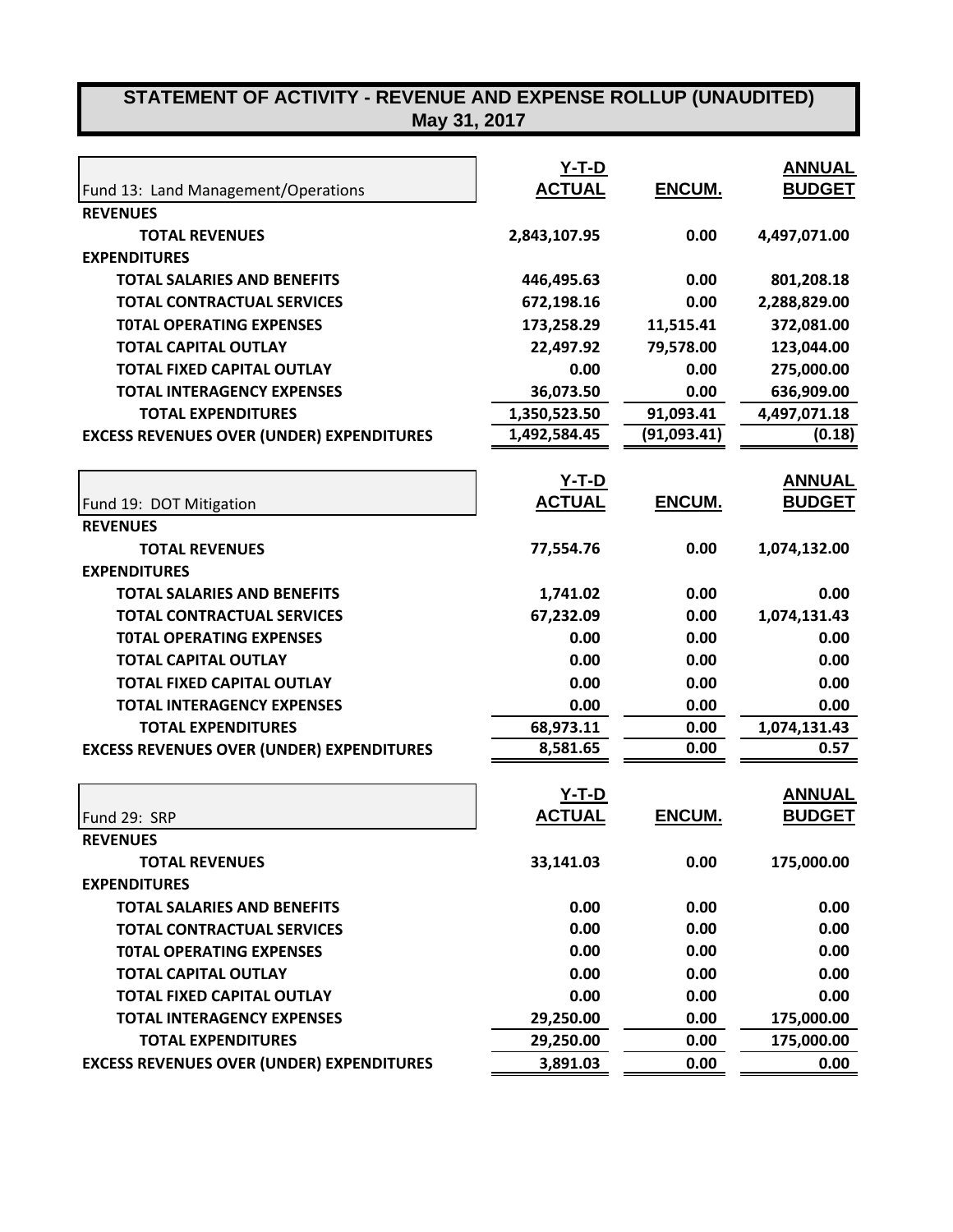# STATEMENT OF ACTIVITY - REVENUE AND EXPENSE ROLLUP (UNAUDITED)
## May 31, 2017

| Fund 13: Land Management/Operations | Y-T-D ACTUAL | ENCUM. | ANNUAL BUDGET |
|---|---|---|---|
| **REVENUES** | | | |
| **TOTAL REVENUES** | 2,843,107.95 | 0.00 | 4,497,071.00 |
| **EXPENDITURES** | | | |
| **TOTAL SALARIES AND BENEFITS** | 446,495.63 | 0.00 | 801,208.18 |
| **TOTAL CONTRACTUAL SERVICES** | 672,198.16 | 0.00 | 2,288,829.00 |
| **T0TAL OPERATING EXPENSES** | 173,258.29 | 11,515.41 | 372,081.00 |
| **TOTAL CAPITAL OUTLAY** | 22,497.92 | 79,578.00 | 123,044.00 |
| **TOTAL FIXED CAPITAL OUTLAY** | 0.00 | 0.00 | 275,000.00 |
| **TOTAL INTERAGENCY EXPENSES** | 36,073.50 | 0.00 | 636,909.00 |
| **TOTAL EXPENDITURES** | 1,350,523.50 | 91,093.41 | 4,497,071.18 |
| **EXCESS REVENUES OVER (UNDER) EXPENDITURES** | 1,492,584.45 | (91,093.41) | (0.18) |

| Fund 19: DOT Mitigation | Y-T-D ACTUAL | ENCUM. | ANNUAL BUDGET |
|---|---|---|---|
| **REVENUES** | | | |
| **TOTAL REVENUES** | 77,554.76 | 0.00 | 1,074,132.00 |
| **EXPENDITURES** | | | |
| **TOTAL SALARIES AND BENEFITS** | 1,741.02 | 0.00 | 0.00 |
| **TOTAL CONTRACTUAL SERVICES** | 67,232.09 | 0.00 | 1,074,131.43 |
| **T0TAL OPERATING EXPENSES** | 0.00 | 0.00 | 0.00 |
| **TOTAL CAPITAL OUTLAY** | 0.00 | 0.00 | 0.00 |
| **TOTAL FIXED CAPITAL OUTLAY** | 0.00 | 0.00 | 0.00 |
| **TOTAL INTERAGENCY EXPENSES** | 0.00 | 0.00 | 0.00 |
| **TOTAL EXPENDITURES** | 68,973.11 | 0.00 | 1,074,131.43 |
| **EXCESS REVENUES OVER (UNDER) EXPENDITURES** | 8,581.65 | 0.00 | 0.57 |

| Fund 29: SRP | Y-T-D ACTUAL | ENCUM. | ANNUAL BUDGET |
|---|---|---|---|
| **REVENUES** | | | |
| **TOTAL REVENUES** | 33,141.03 | 0.00 | 175,000.00 |
| **EXPENDITURES** | | | |
| **TOTAL SALARIES AND BENEFITS** | 0.00 | 0.00 | 0.00 |
| **TOTAL CONTRACTUAL SERVICES** | 0.00 | 0.00 | 0.00 |
| **T0TAL OPERATING EXPENSES** | 0.00 | 0.00 | 0.00 |
| **TOTAL CAPITAL OUTLAY** | 0.00 | 0.00 | 0.00 |
| **TOTAL FIXED CAPITAL OUTLAY** | 0.00 | 0.00 | 0.00 |
| **TOTAL INTERAGENCY EXPENSES** | 29,250.00 | 0.00 | 175,000.00 |
| **TOTAL EXPENDITURES** | 29,250.00 | 0.00 | 175,000.00 |
| **EXCESS REVENUES OVER (UNDER) EXPENDITURES** | 3,891.03 | 0.00 | 0.00 |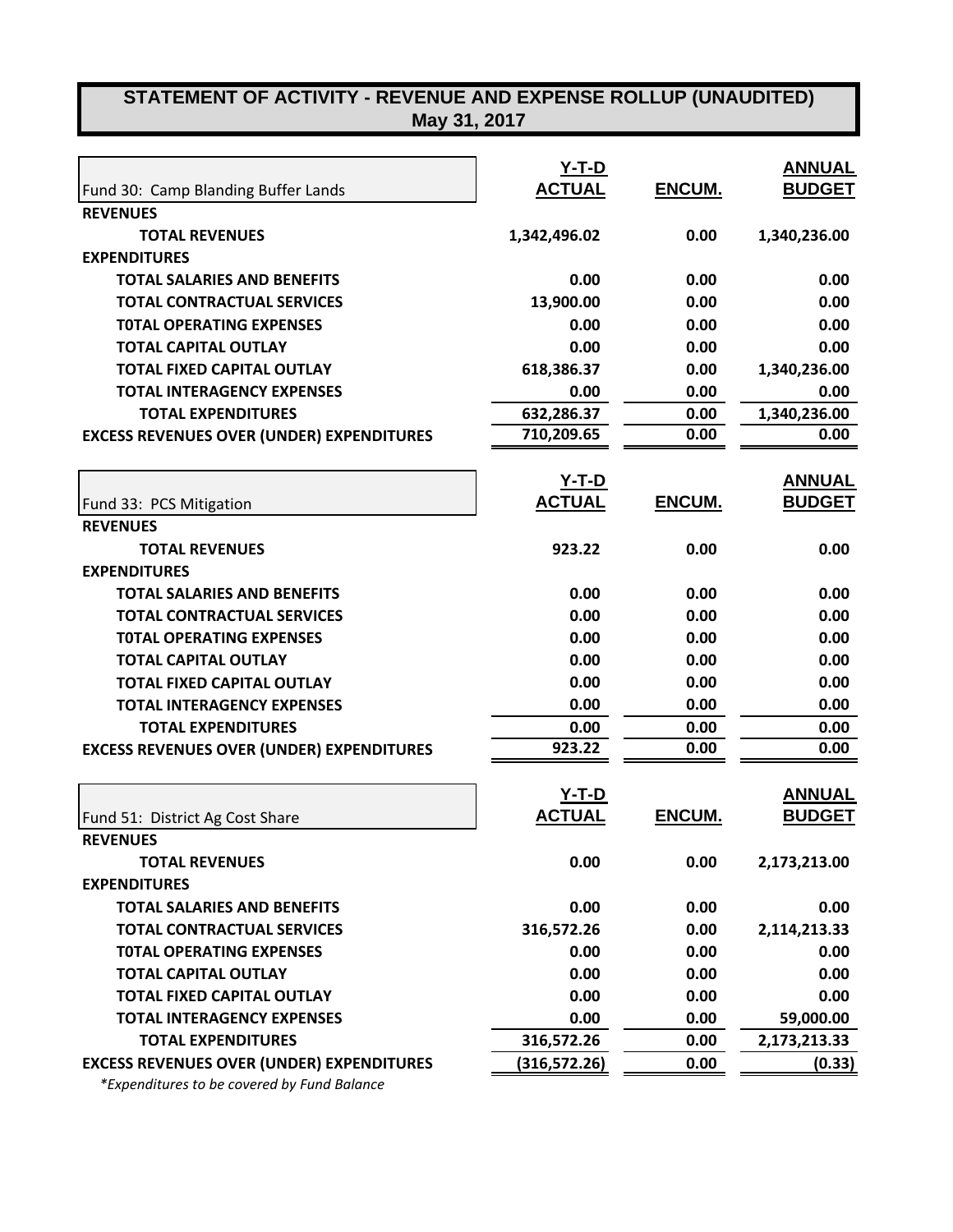## STATEMENT OF ACTIVITY - REVENUE AND EXPENSE ROLLUP (UNAUDITED)
### May 31, 2017

| Fund 30: Camp Blanding Buffer Lands | Y-T-D ACTUAL | ENCUM. | ANNUAL BUDGET |
|---|---|---|---|
| **REVENUES** | | | |
| **TOTAL REVENUES** | 1,342,496.02 | 0.00 | 1,340,236.00 |
| **EXPENDITURES** | | | |
| **TOTAL SALARIES AND BENEFITS** | 0.00 | 0.00 | 0.00 |
| **TOTAL CONTRACTUAL SERVICES** | 13,900.00 | 0.00 | 0.00 |
| **T0TAL OPERATING EXPENSES** | 0.00 | 0.00 | 0.00 |
| **TOTAL CAPITAL OUTLAY** | 0.00 | 0.00 | 0.00 |
| **TOTAL FIXED CAPITAL OUTLAY** | 618,386.37 | 0.00 | 1,340,236.00 |
| **TOTAL INTERAGENCY EXPENSES** | 0.00 | 0.00 | 0.00 |
| **TOTAL EXPENDITURES** | 632,286.37 | 0.00 | 1,340,236.00 |
| **EXCESS REVENUES OVER (UNDER) EXPENDITURES** | 710,209.65 | 0.00 | 0.00 |

| Fund 33: PCS Mitigation | Y-T-D ACTUAL | ENCUM. | ANNUAL BUDGET |
|---|---|---|---|
| **REVENUES** | | | |
| **TOTAL REVENUES** | 923.22 | 0.00 | 0.00 |
| **EXPENDITURES** | | | |
| **TOTAL SALARIES AND BENEFITS** | 0.00 | 0.00 | 0.00 |
| **TOTAL CONTRACTUAL SERVICES** | 0.00 | 0.00 | 0.00 |
| **T0TAL OPERATING EXPENSES** | 0.00 | 0.00 | 0.00 |
| **TOTAL CAPITAL OUTLAY** | 0.00 | 0.00 | 0.00 |
| **TOTAL FIXED CAPITAL OUTLAY** | 0.00 | 0.00 | 0.00 |
| **TOTAL INTERAGENCY EXPENSES** | 0.00 | 0.00 | 0.00 |
| **TOTAL EXPENDITURES** | 0.00 | 0.00 | 0.00 |
| **EXCESS REVENUES OVER (UNDER) EXPENDITURES** | 923.22 | 0.00 | 0.00 |

| Fund 51: District Ag Cost Share | Y-T-D ACTUAL | ENCUM. | ANNUAL BUDGET |
|---|---|---|---|
| **REVENUES** | | | |
| **TOTAL REVENUES** | 0.00 | 0.00 | 2,173,213.00 |
| **EXPENDITURES** | | | |
| **TOTAL SALARIES AND BENEFITS** | 0.00 | 0.00 | 0.00 |
| **TOTAL CONTRACTUAL SERVICES** | 316,572.26 | 0.00 | 2,114,213.33 |
| **T0TAL OPERATING EXPENSES** | 0.00 | 0.00 | 0.00 |
| **TOTAL CAPITAL OUTLAY** | 0.00 | 0.00 | 0.00 |
| **TOTAL FIXED CAPITAL OUTLAY** | 0.00 | 0.00 | 0.00 |
| **TOTAL INTERAGENCY EXPENSES** | 0.00 | 0.00 | 59,000.00 |
| **TOTAL EXPENDITURES** | 316,572.26 | 0.00 | 2,173,213.33 |
| **EXCESS REVENUES OVER (UNDER) EXPENDITURES** | (316,572.26) | 0.00 | (0.33) |

*\*Expenditures to be covered by Fund Balance*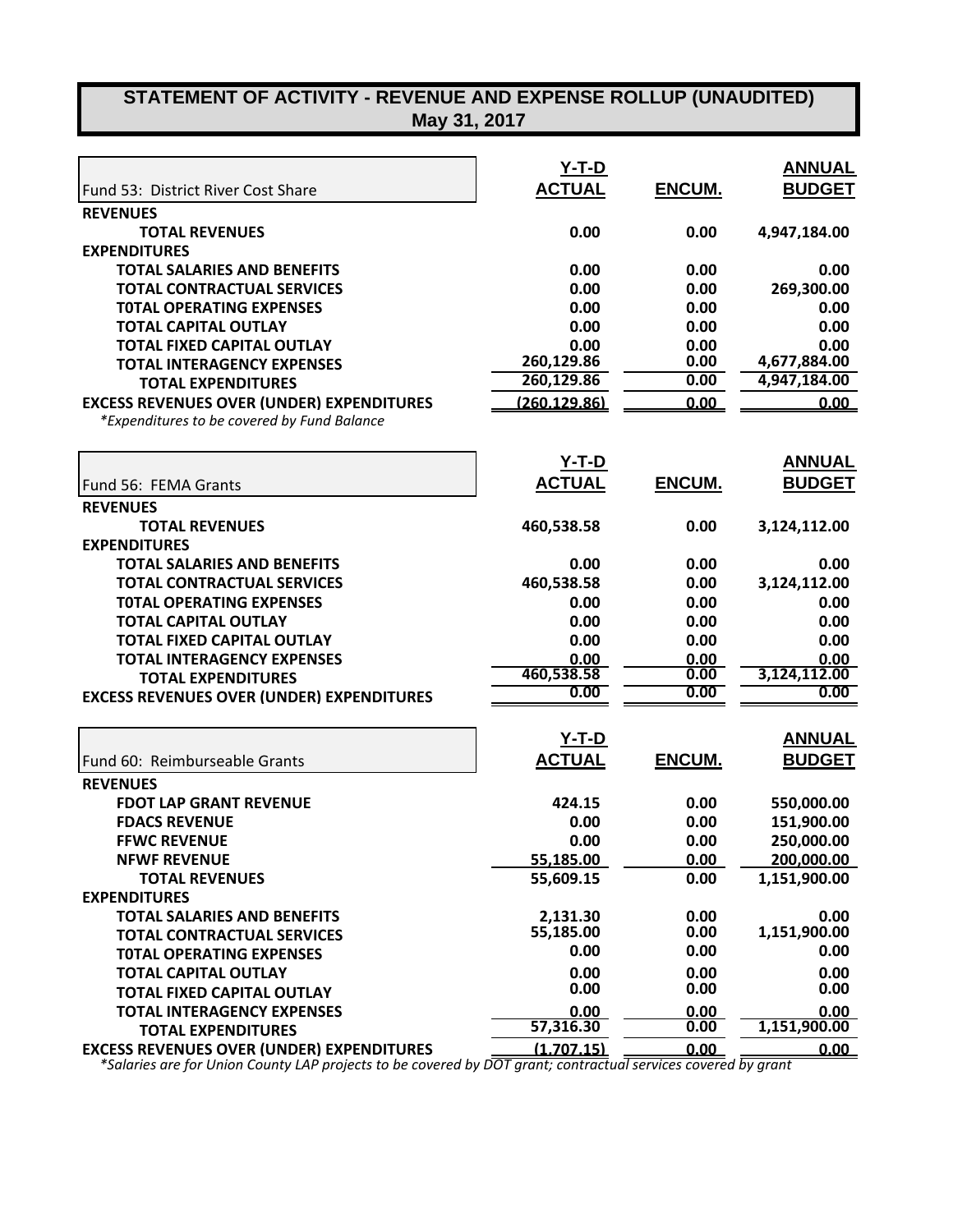# STATEMENT OF ACTIVITY - REVENUE AND EXPENSE ROLLUP (UNAUDITED)

## May 31, 2017

| Fund 53: District River Cost Share | Y-T-D ACTUAL | ENCUM. | ANNUAL BUDGET |
|---|---|---|---|
| **REVENUES** | | | |
| **TOTAL REVENUES** | 0.00 | 0.00 | 4,947,184.00 |
| **EXPENDITURES** | | | |
| **TOTAL SALARIES AND BENEFITS** | 0.00 | 0.00 | 0.00 |
| **TOTAL CONTRACTUAL SERVICES** | 0.00 | 0.00 | 269,300.00 |
| **T0TAL OPERATING EXPENSES** | 0.00 | 0.00 | 0.00 |
| **TOTAL CAPITAL OUTLAY** | 0.00 | 0.00 | 0.00 |
| **TOTAL FIXED CAPITAL OUTLAY** | 0.00 | 0.00 | 0.00 |
| **TOTAL INTERAGENCY EXPENSES** | 260,129.86 | 0.00 | 4,677,884.00 |
| **TOTAL EXPENDITURES** | 260,129.86 | 0.00 | 4,947,184.00 |
| **EXCESS REVENUES OVER (UNDER) EXPENDITURES** | (260,129.86) | 0.00 | 0.00 |

*\*Expenditures to be covered by Fund Balance*

| Fund 56: FEMA Grants | Y-T-D ACTUAL | ENCUM. | ANNUAL BUDGET |
|---|---|---|---|
| **REVENUES** | | | |
| **TOTAL REVENUES** | 460,538.58 | 0.00 | 3,124,112.00 |
| **EXPENDITURES** | | | |
| **TOTAL SALARIES AND BENEFITS** | 0.00 | 0.00 | 0.00 |
| **TOTAL CONTRACTUAL SERVICES** | 460,538.58 | 0.00 | 3,124,112.00 |
| **T0TAL OPERATING EXPENSES** | 0.00 | 0.00 | 0.00 |
| **TOTAL CAPITAL OUTLAY** | 0.00 | 0.00 | 0.00 |
| **TOTAL FIXED CAPITAL OUTLAY** | 0.00 | 0.00 | 0.00 |
| **TOTAL INTERAGENCY EXPENSES** | 0.00 | 0.00 | 0.00 |
| **TOTAL EXPENDITURES** | 460,538.58 | 0.00 | 3,124,112.00 |
| **EXCESS REVENUES OVER (UNDER) EXPENDITURES** | 0.00 | 0.00 | 0.00 |

| Fund 60: Reimburseable Grants | Y-T-D ACTUAL | ENCUM. | ANNUAL BUDGET |
|---|---|---|---|
| **REVENUES** | | | |
| **FDOT LAP GRANT REVENUE** | 424.15 | 0.00 | 550,000.00 |
| **FDACS REVENUE** | 0.00 | 0.00 | 151,900.00 |
| **FFWC REVENUE** | 0.00 | 0.00 | 250,000.00 |
| **NFWF REVENUE** | 55,185.00 | 0.00 | 200,000.00 |
| **TOTAL REVENUES** | 55,609.15 | 0.00 | 1,151,900.00 |
| **EXPENDITURES** | | | |
| **TOTAL SALARIES AND BENEFITS** | 2,131.30 | 0.00 | 0.00 |
| **TOTAL CONTRACTUAL SERVICES** | 55,185.00 | 0.00 | 1,151,900.00 |
| **T0TAL OPERATING EXPENSES** | 0.00 | 0.00 | 0.00 |
| **TOTAL CAPITAL OUTLAY** | 0.00 | 0.00 | 0.00 |
| **TOTAL FIXED CAPITAL OUTLAY** | 0.00 | 0.00 | 0.00 |
| **TOTAL INTERAGENCY EXPENSES** | 0.00 | 0.00 | 0.00 |
| **TOTAL EXPENDITURES** | 57,316.30 | 0.00 | 1,151,900.00 |
| **EXCESS REVENUES OVER (UNDER) EXPENDITURES** | (1,707.15) | 0.00 | 0.00 |

*\*Salaries are for Union County LAP projects to be covered by DOT grant; contractual services covered by grant*